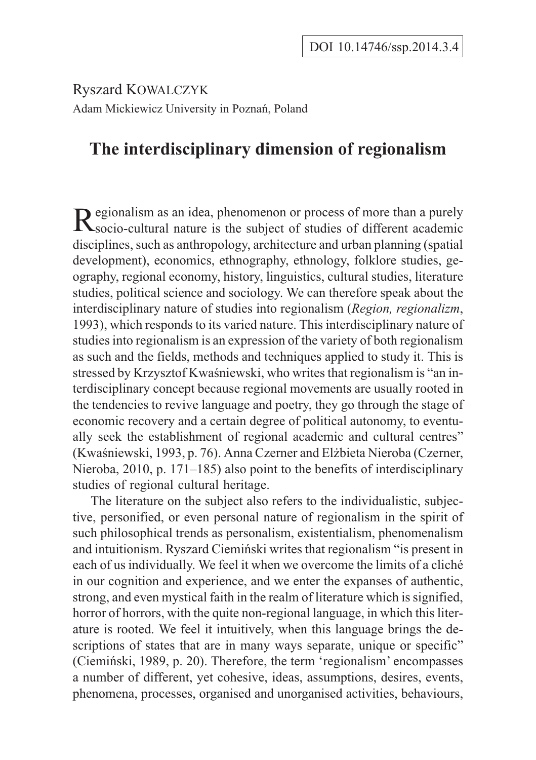DOI 10.14746/ssp.2014.3.4

Ryszard KOWALCZYK
Adam Mickiewicz University in Poznań, Poland

# The interdisciplinary dimension of regionalism

Regionalism as an idea, phenomenon or process of more than a purely socio-cultural nature is the subject of studies of different academic disciplines, such as anthropology, architecture and urban planning (spatial development), economics, ethnography, ethnology, folklore studies, geography, regional economy, history, linguistics, cultural studies, literature studies, political science and sociology. We can therefore speak about the interdisciplinary nature of studies into regionalism (*Region, regionalizm*, 1993), which responds to its varied nature. This interdisciplinary nature of studies into regionalism is an expression of the variety of both regionalism as such and the fields, methods and techniques applied to study it. This is stressed by Krzysztof Kwaśniewski, who writes that regionalism is "an interdisciplinary concept because regional movements are usually rooted in the tendencies to revive language and poetry, they go through the stage of economic recovery and a certain degree of political autonomy, to eventually seek the establishment of regional academic and cultural centres" (Kwaśniewski, 1993, p. 76). Anna Czerner and Elżbieta Nieroba (Czerner, Nieroba, 2010, p. 171–185) also point to the benefits of interdisciplinary studies of regional cultural heritage.

The literature on the subject also refers to the individualistic, subjective, personified, or even personal nature of regionalism in the spirit of such philosophical trends as personalism, existentialism, phenomenalism and intuitionism. Ryszard Ciemiński writes that regionalism "is present in each of us individually. We feel it when we overcome the limits of a cliché in our cognition and experience, and we enter the expanses of authentic, strong, and even mystical faith in the realm of literature which is signified, horror of horrors, with the quite non-regional language, in which this literature is rooted. We feel it intuitively, when this language brings the descriptions of states that are in many ways separate, unique or specific" (Ciemiński, 1989, p. 20). Therefore, the term 'regionalism' encompasses a number of different, yet cohesive, ideas, assumptions, desires, events, phenomena, processes, organised and unorganised activities, behaviours,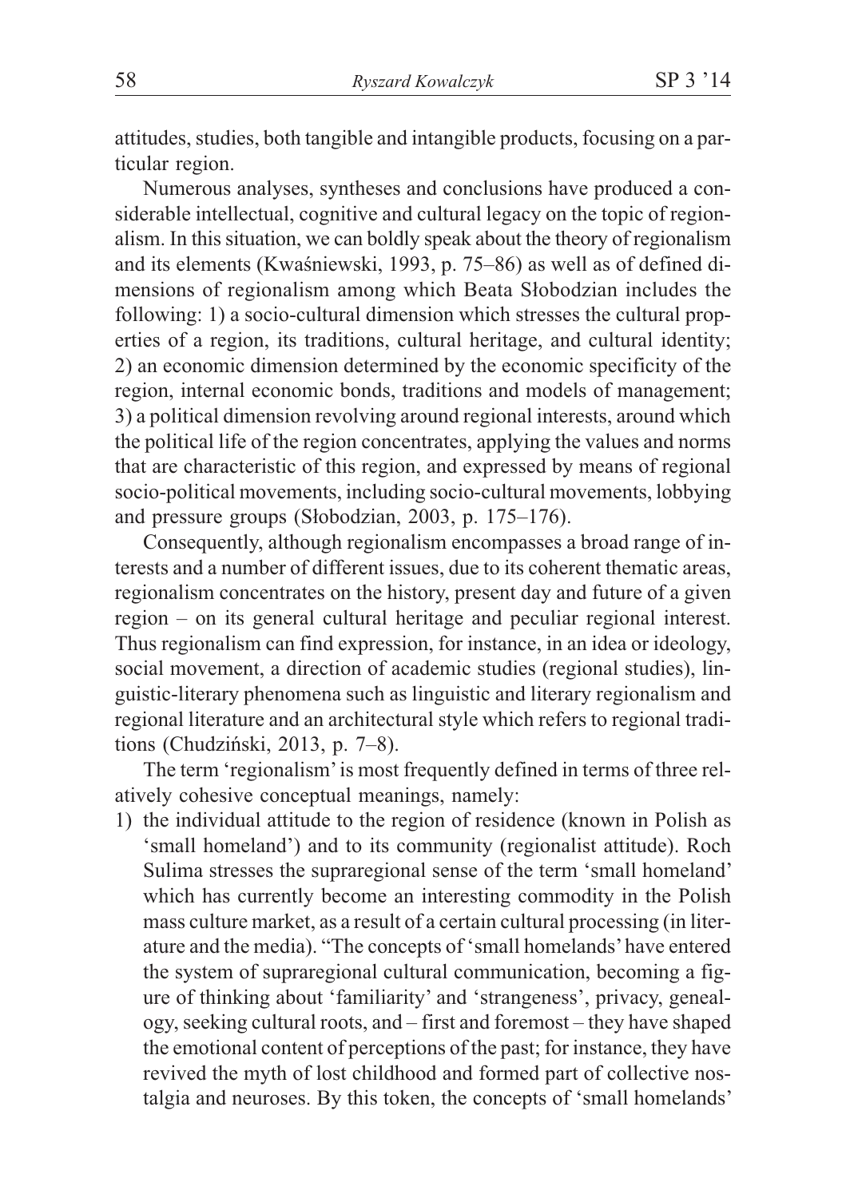attitudes, studies, both tangible and intangible products, focusing on a particular region.

Numerous analyses, syntheses and conclusions have produced a considerable intellectual, cognitive and cultural legacy on the topic of regionalism. In this situation, we can boldly speak about the theory of regionalism and its elements (Kwaśniewski, 1993, p. 75–86) as well as of defined dimensions of regionalism among which Beata Słobodzian includes the following: 1) a socio-cultural dimension which stresses the cultural properties of a region, its traditions, cultural heritage, and cultural identity; 2) an economic dimension determined by the economic specificity of the region, internal economic bonds, traditions and models of management; 3) a political dimension revolving around regional interests, around which the political life of the region concentrates, applying the values and norms that are characteristic of this region, and expressed by means of regional socio-political movements, including socio-cultural movements, lobbying and pressure groups (Słobodzian, 2003, p. 175–176).

Consequently, although regionalism encompasses a broad range of interests and a number of different issues, due to its coherent thematic areas, regionalism concentrates on the history, present day and future of a given region – on its general cultural heritage and peculiar regional interest. Thus regionalism can find expression, for instance, in an idea or ideology, social movement, a direction of academic studies (regional studies), linguistic-literary phenomena such as linguistic and literary regionalism and regional literature and an architectural style which refers to regional traditions (Chudziński, 2013, p. 7–8).

The term 'regionalism' is most frequently defined in terms of three relatively cohesive conceptual meanings, namely:

1) the individual attitude to the region of residence (known in Polish as 'small homeland') and to its community (regionalist attitude). Roch Sulima stresses the supraregional sense of the term 'small homeland' which has currently become an interesting commodity in the Polish mass culture market, as a result of a certain cultural processing (in literature and the media). "The concepts of 'small homelands' have entered the system of supraregional cultural communication, becoming a figure of thinking about 'familiarity' and 'strangeness', privacy, genealogy, seeking cultural roots, and – first and foremost – they have shaped the emotional content of perceptions of the past; for instance, they have revived the myth of lost childhood and formed part of collective nostalgia and neuroses. By this token, the concepts of 'small homelands'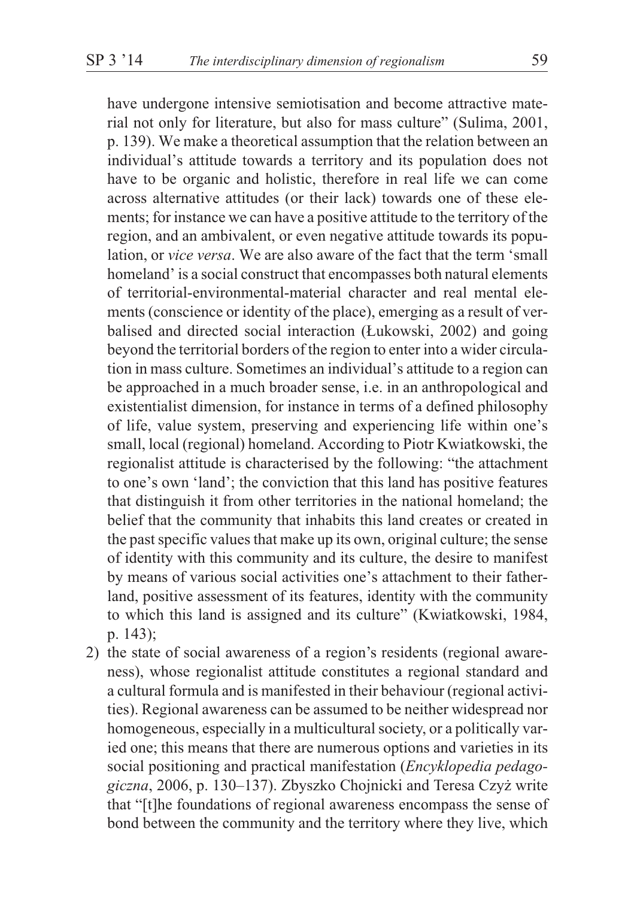have undergone intensive semiotisation and become attractive material not only for literature, but also for mass culture" (Sulima, 2001, p. 139). We make a theoretical assumption that the relation between an individual's attitude towards a territory and its population does not have to be organic and holistic, therefore in real life we can come across alternative attitudes (or their lack) towards one of these elements; for instance we can have a positive attitude to the territory of the region, and an ambivalent, or even negative attitude towards its population, or *vice versa*. We are also aware of the fact that the term 'small homeland' is a social construct that encompasses both natural elements of territorial-environmental-material character and real mental elements (conscience or identity of the place), emerging as a result of verbalised and directed social interaction (Łukowski, 2002) and going beyond the territorial borders of the region to enter into a wider circulation in mass culture. Sometimes an individual's attitude to a region can be approached in a much broader sense, i.e. in an anthropological and existentialist dimension, for instance in terms of a defined philosophy of life, value system, preserving and experiencing life within one's small, local (regional) homeland. According to Piotr Kwiatkowski, the regionalist attitude is characterised by the following: "the attachment to one's own 'land'; the conviction that this land has positive features that distinguish it from other territories in the national homeland; the belief that the community that inhabits this land creates or created in the past specific values that make up its own, original culture; the sense of identity with this community and its culture, the desire to manifest by means of various social activities one's attachment to their fatherland, positive assessment of its features, identity with the community to which this land is assigned and its culture" (Kwiatkowski, 1984, p. 143);

2) the state of social awareness of a region's residents (regional awareness), whose regionalist attitude constitutes a regional standard and a cultural formula and is manifested in their behaviour (regional activities). Regional awareness can be assumed to be neither widespread nor homogeneous, especially in a multicultural society, or a politically varied one; this means that there are numerous options and varieties in its social positioning and practical manifestation (*Encyklopedia pedagogiczna*, 2006, p. 130–137). Zbyszko Chojnicki and Teresa Czyż write that "[t]he foundations of regional awareness encompass the sense of bond between the community and the territory where they live, which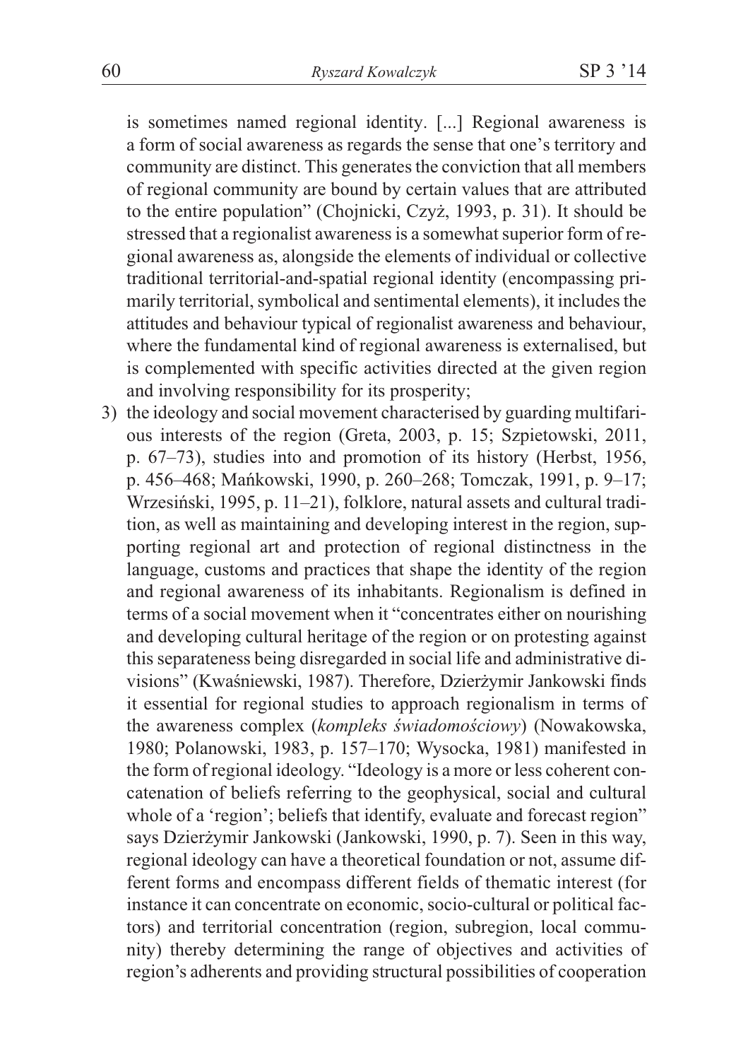is sometimes named regional identity. [...] Regional awareness is a form of social awareness as regards the sense that one's territory and community are distinct. This generates the conviction that all members of regional community are bound by certain values that are attributed to the entire population" (Chojnicki, Czyż, 1993, p. 31). It should be stressed that a regionalist awareness is a somewhat superior form of regional awareness as, alongside the elements of individual or collective traditional territorial-and-spatial regional identity (encompassing primarily territorial, symbolical and sentimental elements), it includes the attitudes and behaviour typical of regionalist awareness and behaviour, where the fundamental kind of regional awareness is externalised, but is complemented with specific activities directed at the given region and involving responsibility for its prosperity;

3) the ideology and social movement characterised by guarding multifarious interests of the region (Greta, 2003, p. 15; Szpietowski, 2011, p. 67–73), studies into and promotion of its history (Herbst, 1956, p. 456–468; Mańkowski, 1990, p. 260–268; Tomczak, 1991, p. 9–17; Wrzesiński, 1995, p. 11–21), folklore, natural assets and cultural tradition, as well as maintaining and developing interest in the region, supporting regional art and protection of regional distinctness in the language, customs and practices that shape the identity of the region and regional awareness of its inhabitants. Regionalism is defined in terms of a social movement when it "concentrates either on nourishing and developing cultural heritage of the region or on protesting against this separateness being disregarded in social life and administrative divisions" (Kwaśniewski, 1987). Therefore, Dzierżymir Jankowski finds it essential for regional studies to approach regionalism in terms of the awareness complex (*kompleks świadomościowy*) (Nowakowska, 1980; Polanowski, 1983, p. 157–170; Wysocka, 1981) manifested in the form of regional ideology. "Ideology is a more or less coherent concatenation of beliefs referring to the geophysical, social and cultural whole of a 'region'; beliefs that identify, evaluate and forecast region" says Dzierżymir Jankowski (Jankowski, 1990, p. 7). Seen in this way, regional ideology can have a theoretical foundation or not, assume different forms and encompass different fields of thematic interest (for instance it can concentrate on economic, socio-cultural or political factors) and territorial concentration (region, subregion, local community) thereby determining the range of objectives and activities of region's adherents and providing structural possibilities of cooperation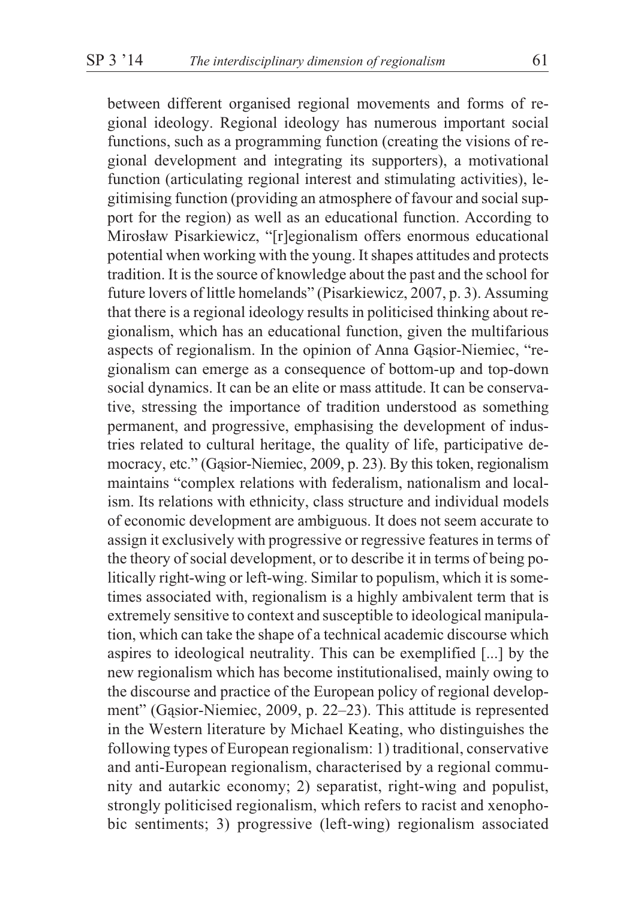between different organised regional movements and forms of regional ideology. Regional ideology has numerous important social functions, such as a programming function (creating the visions of regional development and integrating its supporters), a motivational function (articulating regional interest and stimulating activities), legitimising function (providing an atmosphere of favour and social support for the region) as well as an educational function. According to Mirosław Pisarkiewicz, "[r]egionalism offers enormous educational potential when working with the young. It shapes attitudes and protects tradition. It is the source of knowledge about the past and the school for future lovers of little homelands" (Pisarkiewicz, 2007, p. 3). Assuming that there is a regional ideology results in politicised thinking about regionalism, which has an educational function, given the multifarious aspects of regionalism. In the opinion of Anna Gąsior-Niemiec, "regionalism can emerge as a consequence of bottom-up and top-down social dynamics. It can be an elite or mass attitude. It can be conservative, stressing the importance of tradition understood as something permanent, and progressive, emphasising the development of industries related to cultural heritage, the quality of life, participative democracy, etc." (Gąsior-Niemiec, 2009, p. 23). By this token, regionalism maintains "complex relations with federalism, nationalism and localism. Its relations with ethnicity, class structure and individual models of economic development are ambiguous. It does not seem accurate to assign it exclusively with progressive or regressive features in terms of the theory of social development, or to describe it in terms of being politically right-wing or left-wing. Similar to populism, which it is sometimes associated with, regionalism is a highly ambivalent term that is extremely sensitive to context and susceptible to ideological manipulation, which can take the shape of a technical academic discourse which aspires to ideological neutrality. This can be exemplified [...] by the new regionalism which has become institutionalised, mainly owing to the discourse and practice of the European policy of regional development" (Gąsior-Niemiec, 2009, p. 22–23). This attitude is represented in the Western literature by Michael Keating, who distinguishes the following types of European regionalism: 1) traditional, conservative and anti-European regionalism, characterised by a regional community and autarkic economy; 2) separatist, right-wing and populist, strongly politicised regionalism, which refers to racist and xenophobic sentiments; 3) progressive (left-wing) regionalism associated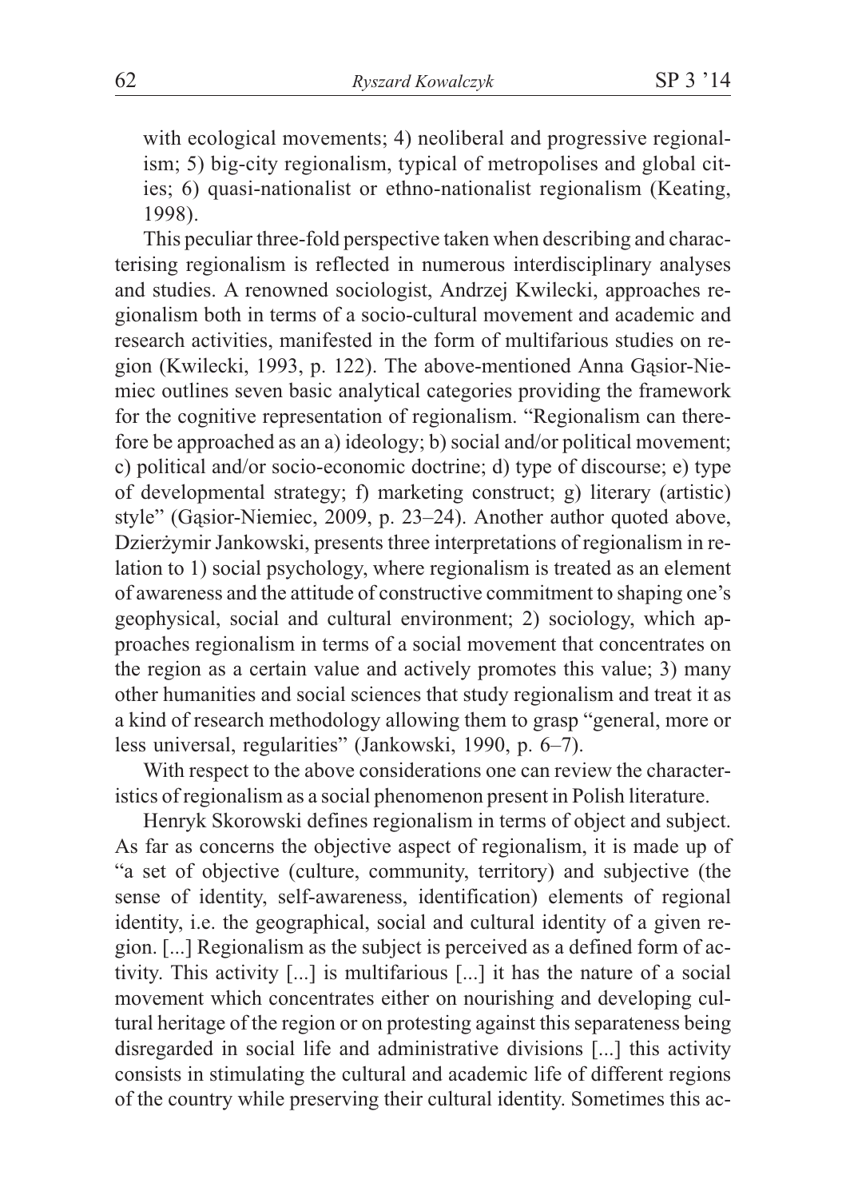with ecological movements; 4) neoliberal and progressive regionalism; 5) big-city regionalism, typical of metropolises and global cities; 6) quasi-nationalist or ethno-nationalist regionalism (Keating, 1998).

This peculiar three-fold perspective taken when describing and characterising regionalism is reflected in numerous interdisciplinary analyses and studies. A renowned sociologist, Andrzej Kwilecki, approaches regionalism both in terms of a socio-cultural movement and academic and research activities, manifested in the form of multifarious studies on region (Kwilecki, 1993, p. 122). The above-mentioned Anna Gąsior-Niemiec outlines seven basic analytical categories providing the framework for the cognitive representation of regionalism. "Regionalism can therefore be approached as an a) ideology; b) social and/or political movement; c) political and/or socio-economic doctrine; d) type of discourse; e) type of developmental strategy; f) marketing construct; g) literary (artistic) style" (Gąsior-Niemiec, 2009, p. 23–24). Another author quoted above, Dzierżymir Jankowski, presents three interpretations of regionalism in relation to 1) social psychology, where regionalism is treated as an element of awareness and the attitude of constructive commitment to shaping one's geophysical, social and cultural environment; 2) sociology, which approaches regionalism in terms of a social movement that concentrates on the region as a certain value and actively promotes this value; 3) many other humanities and social sciences that study regionalism and treat it as a kind of research methodology allowing them to grasp "general, more or less universal, regularities" (Jankowski, 1990, p. 6–7).

With respect to the above considerations one can review the characteristics of regionalism as a social phenomenon present in Polish literature.

Henryk Skorowski defines regionalism in terms of object and subject. As far as concerns the objective aspect of regionalism, it is made up of "a set of objective (culture, community, territory) and subjective (the sense of identity, self-awareness, identification) elements of regional identity, i.e. the geographical, social and cultural identity of a given region. [...] Regionalism as the subject is perceived as a defined form of activity. This activity [...] is multifarious [...] it has the nature of a social movement which concentrates either on nourishing and developing cultural heritage of the region or on protesting against this separateness being disregarded in social life and administrative divisions [...] this activity consists in stimulating the cultural and academic life of different regions of the country while preserving their cultural identity. Sometimes this ac-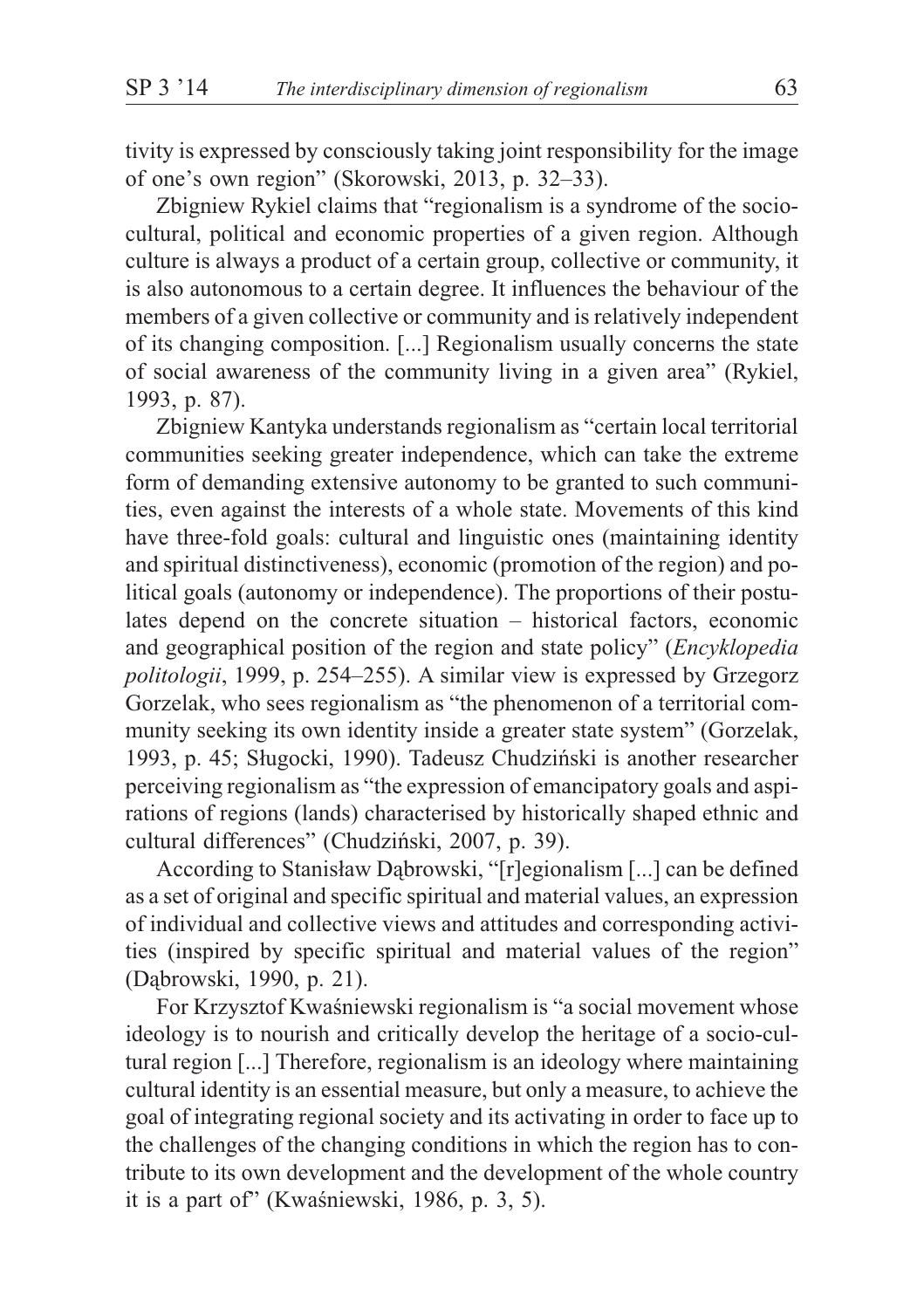tivity is expressed by consciously taking joint responsibility for the image of one's own region" (Skorowski, 2013, p. 32–33).

Zbigniew Rykiel claims that "regionalism is a syndrome of the socio-cultural, political and economic properties of a given region. Although culture is always a product of a certain group, collective or community, it is also autonomous to a certain degree. It influences the behaviour of the members of a given collective or community and is relatively independent of its changing composition. [...] Regionalism usually concerns the state of social awareness of the community living in a given area" (Rykiel, 1993, p. 87).

Zbigniew Kantyka understands regionalism as "certain local territorial communities seeking greater independence, which can take the extreme form of demanding extensive autonomy to be granted to such communities, even against the interests of a whole state. Movements of this kind have three-fold goals: cultural and linguistic ones (maintaining identity and spiritual distinctiveness), economic (promotion of the region) and political goals (autonomy or independence). The proportions of their postulates depend on the concrete situation – historical factors, economic and geographical position of the region and state policy" (*Encyklopedia politologii*, 1999, p. 254–255). A similar view is expressed by Grzegorz Gorzelak, who sees regionalism as "the phenomenon of a territorial community seeking its own identity inside a greater state system" (Gorzelak, 1993, p. 45; Sługocki, 1990). Tadeusz Chudziński is another researcher perceiving regionalism as "the expression of emancipatory goals and aspirations of regions (lands) characterised by historically shaped ethnic and cultural differences" (Chudziński, 2007, p. 39).

According to Stanisław Dąbrowski, "[r]egionalism [...] can be defined as a set of original and specific spiritual and material values, an expression of individual and collective views and attitudes and corresponding activities (inspired by specific spiritual and material values of the region" (Dąbrowski, 1990, p. 21).

For Krzysztof Kwaśniewski regionalism is "a social movement whose ideology is to nourish and critically develop the heritage of a socio-cultural region [...] Therefore, regionalism is an ideology where maintaining cultural identity is an essential measure, but only a measure, to achieve the goal of integrating regional society and its activating in order to face up to the challenges of the changing conditions in which the region has to contribute to its own development and the development of the whole country it is a part of" (Kwaśniewski, 1986, p. 3, 5).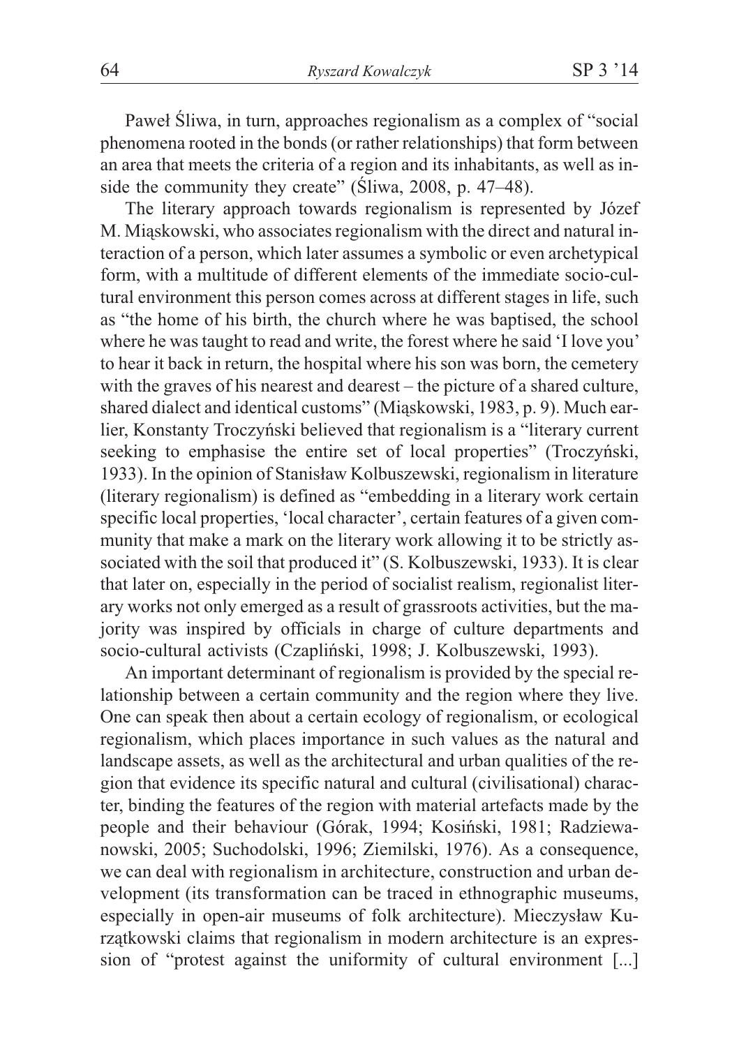Paweł Śliwa, in turn, approaches regionalism as a complex of "social phenomena rooted in the bonds (or rather relationships) that form between an area that meets the criteria of a region and its inhabitants, as well as inside the community they create" (Śliwa, 2008, p. 47–48).

The literary approach towards regionalism is represented by Józef M. Miąskowski, who associates regionalism with the direct and natural interaction of a person, which later assumes a symbolic or even archetypical form, with a multitude of different elements of the immediate socio-cultural environment this person comes across at different stages in life, such as "the home of his birth, the church where he was baptised, the school where he was taught to read and write, the forest where he said 'I love you' to hear it back in return, the hospital where his son was born, the cemetery with the graves of his nearest and dearest – the picture of a shared culture, shared dialect and identical customs" (Miąskowski, 1983, p. 9). Much earlier, Konstanty Troczyński believed that regionalism is a "literary current seeking to emphasise the entire set of local properties" (Troczyński, 1933). In the opinion of Stanisław Kolbuszewski, regionalism in literature (literary regionalism) is defined as "embedding in a literary work certain specific local properties, 'local character', certain features of a given community that make a mark on the literary work allowing it to be strictly associated with the soil that produced it" (S. Kolbuszewski, 1933). It is clear that later on, especially in the period of socialist realism, regionalist literary works not only emerged as a result of grassroots activities, but the majority was inspired by officials in charge of culture departments and socio-cultural activists (Czapliński, 1998; J. Kolbuszewski, 1993).

An important determinant of regionalism is provided by the special relationship between a certain community and the region where they live. One can speak then about a certain ecology of regionalism, or ecological regionalism, which places importance in such values as the natural and landscape assets, as well as the architectural and urban qualities of the region that evidence its specific natural and cultural (civilisational) character, binding the features of the region with material artefacts made by the people and their behaviour (Górak, 1994; Kosiński, 1981; Radziewanowski, 2005; Suchodolski, 1996; Ziemilski, 1976). As a consequence, we can deal with regionalism in architecture, construction and urban development (its transformation can be traced in ethnographic museums, especially in open-air museums of folk architecture). Mieczysław Kurzątkowski claims that regionalism in modern architecture is an expression of "protest against the uniformity of cultural environment [...]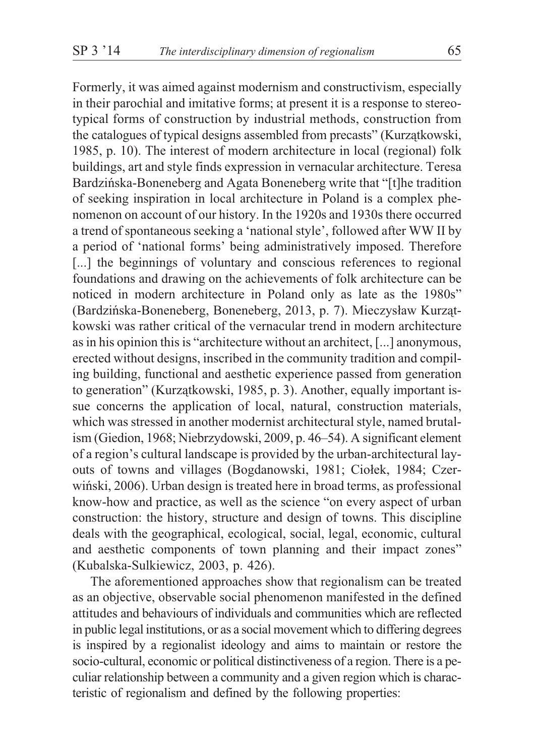Formerly, it was aimed against modernism and constructivism, especially in their parochial and imitative forms; at present it is a response to stereotypical forms of construction by industrial methods, construction from the catalogues of typical designs assembled from precasts" (Kurzątkowski, 1985, p. 10). The interest of modern architecture in local (regional) folk buildings, art and style finds expression in vernacular architecture. Teresa Bardzińska-Boneneberg and Agata Boneneberg write that "[t]he tradition of seeking inspiration in local architecture in Poland is a complex phenomenon on account of our history. In the 1920s and 1930s there occurred a trend of spontaneous seeking a 'national style', followed after WW II by a period of 'national forms' being administratively imposed. Therefore [...] the beginnings of voluntary and conscious references to regional foundations and drawing on the achievements of folk architecture can be noticed in modern architecture in Poland only as late as the 1980s" (Bardzińska-Boneneberg, Boneneberg, 2013, p. 7). Mieczysław Kurzątkowski was rather critical of the vernacular trend in modern architecture as in his opinion this is "architecture without an architect, [...] anonymous, erected without designs, inscribed in the community tradition and compiling building, functional and aesthetic experience passed from generation to generation" (Kurzątkowski, 1985, p. 3). Another, equally important issue concerns the application of local, natural, construction materials, which was stressed in another modernist architectural style, named brutalism (Giedion, 1968; Niebrzydowski, 2009, p. 46–54). A significant element of a region's cultural landscape is provided by the urban-architectural layouts of towns and villages (Bogdanowski, 1981; Ciołek, 1984; Czerwiński, 2006). Urban design is treated here in broad terms, as professional know-how and practice, as well as the science "on every aspect of urban construction: the history, structure and design of towns. This discipline deals with the geographical, ecological, social, legal, economic, cultural and aesthetic components of town planning and their impact zones" (Kubalska-Sulkiewicz, 2003, p. 426).

The aforementioned approaches show that regionalism can be treated as an objective, observable social phenomenon manifested in the defined attitudes and behaviours of individuals and communities which are reflected in public legal institutions, or as a social movement which to differing degrees is inspired by a regionalist ideology and aims to maintain or restore the socio-cultural, economic or political distinctiveness of a region. There is a peculiar relationship between a community and a given region which is characteristic of regionalism and defined by the following properties: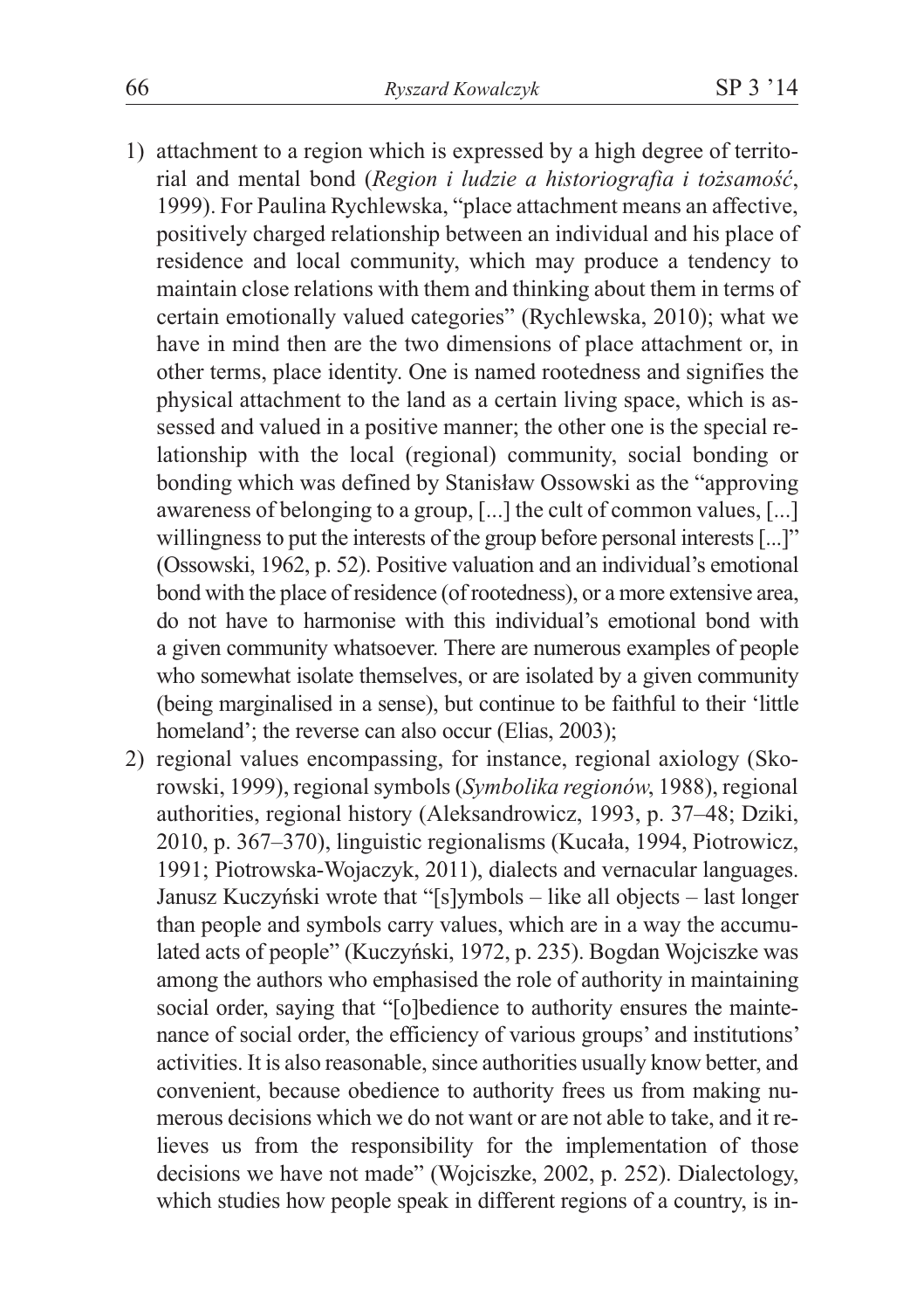1) attachment to a region which is expressed by a high degree of territorial and mental bond (*Region i ludzie a historiografia i tożsamość*, 1999). For Paulina Rychlewska, "place attachment means an affective, positively charged relationship between an individual and his place of residence and local community, which may produce a tendency to maintain close relations with them and thinking about them in terms of certain emotionally valued categories" (Rychlewska, 2010); what we have in mind then are the two dimensions of place attachment or, in other terms, place identity. One is named rootedness and signifies the physical attachment to the land as a certain living space, which is assessed and valued in a positive manner; the other one is the special relationship with the local (regional) community, social bonding or bonding which was defined by Stanisław Ossowski as the "approving awareness of belonging to a group, [...] the cult of common values, [...] willingness to put the interests of the group before personal interests [...]" (Ossowski, 1962, p. 52). Positive valuation and an individual's emotional bond with the place of residence (of rootedness), or a more extensive area, do not have to harmonise with this individual's emotional bond with a given community whatsoever. There are numerous examples of people who somewhat isolate themselves, or are isolated by a given community (being marginalised in a sense), but continue to be faithful to their 'little homeland'; the reverse can also occur (Elias, 2003);
2) regional values encompassing, for instance, regional axiology (Skorowski, 1999), regional symbols (*Symbolika regionów*, 1988), regional authorities, regional history (Aleksandrowicz, 1993, p. 37–48; Dziki, 2010, p. 367–370), linguistic regionalisms (Kucała, 1994, Piotrowicz, 1991; Piotrowska-Wojaczyk, 2011), dialects and vernacular languages. Janusz Kuczyński wrote that "[s]ymbols – like all objects – last longer than people and symbols carry values, which are in a way the accumulated acts of people" (Kuczyński, 1972, p. 235). Bogdan Wojciszke was among the authors who emphasised the role of authority in maintaining social order, saying that "[o]bedience to authority ensures the maintenance of social order, the efficiency of various groups' and institutions' activities. It is also reasonable, since authorities usually know better, and convenient, because obedience to authority frees us from making numerous decisions which we do not want or are not able to take, and it relieves us from the responsibility for the implementation of those decisions we have not made" (Wojciszke, 2002, p. 252). Dialectology, which studies how people speak in different regions of a country, is in-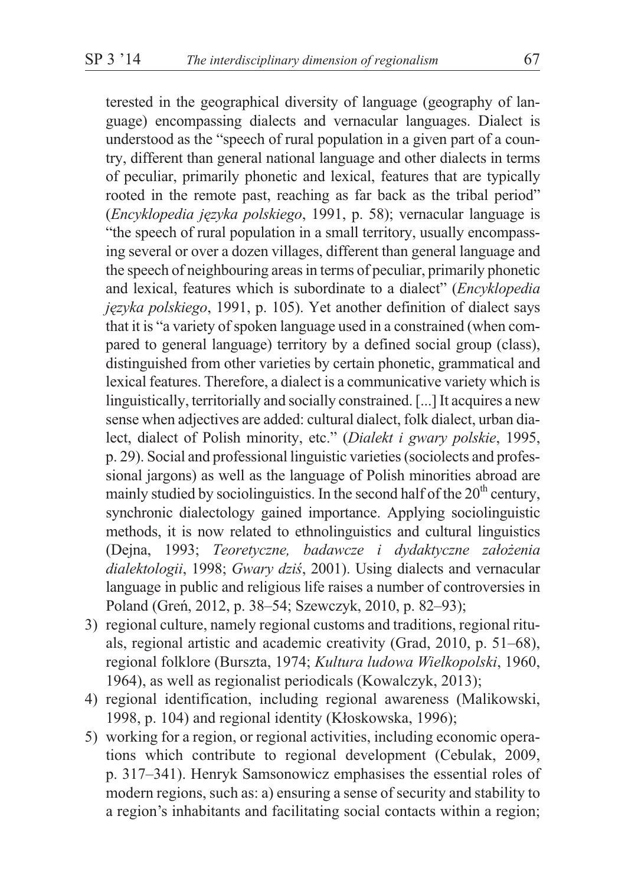terested in the geographical diversity of language (geography of language) encompassing dialects and vernacular languages. Dialect is understood as the "speech of rural population in a given part of a country, different than general national language and other dialects in terms of peculiar, primarily phonetic and lexical, features that are typically rooted in the remote past, reaching as far back as the tribal period" (*Encyklopedia języka polskiego*, 1991, p. 58); vernacular language is "the speech of rural population in a small territory, usually encompassing several or over a dozen villages, different than general language and the speech of neighbouring areas in terms of peculiar, primarily phonetic and lexical, features which is subordinate to a dialect" (*Encyklopedia języka polskiego*, 1991, p. 105). Yet another definition of dialect says that it is "a variety of spoken language used in a constrained (when compared to general language) territory by a defined social group (class), distinguished from other varieties by certain phonetic, grammatical and lexical features. Therefore, a dialect is a communicative variety which is linguistically, territorially and socially constrained. [...] It acquires a new sense when adjectives are added: cultural dialect, folk dialect, urban dialect, dialect of Polish minority, etc." (*Dialekt i gwary polskie*, 1995, p. 29). Social and professional linguistic varieties (sociolects and professional jargons) as well as the language of Polish minorities abroad are mainly studied by sociolinguistics. In the second half of the 20th century, synchronic dialectology gained importance. Applying sociolinguistic methods, it is now related to ethnolinguistics and cultural linguistics (Dejna, 1993; *Teoretyczne, badawcze i dydaktyczne założenia dialektologii*, 1998; *Gwary dziś*, 2001). Using dialects and vernacular language in public and religious life raises a number of controversies in Poland (Greń, 2012, p. 38–54; Szewczyk, 2010, p. 82–93);

3) regional culture, namely regional customs and traditions, regional rituals, regional artistic and academic creativity (Grad, 2010, p. 51–68), regional folklore (Burszta, 1974; *Kultura ludowa Wielkopolski*, 1960, 1964), as well as regionalist periodicals (Kowalczyk, 2013);
4) regional identification, including regional awareness (Malikowski, 1998, p. 104) and regional identity (Kłoskowska, 1996);
5) working for a region, or regional activities, including economic operations which contribute to regional development (Cebulak, 2009, p. 317–341). Henryk Samsonowicz emphasises the essential roles of modern regions, such as: a) ensuring a sense of security and stability to a region's inhabitants and facilitating social contacts within a region;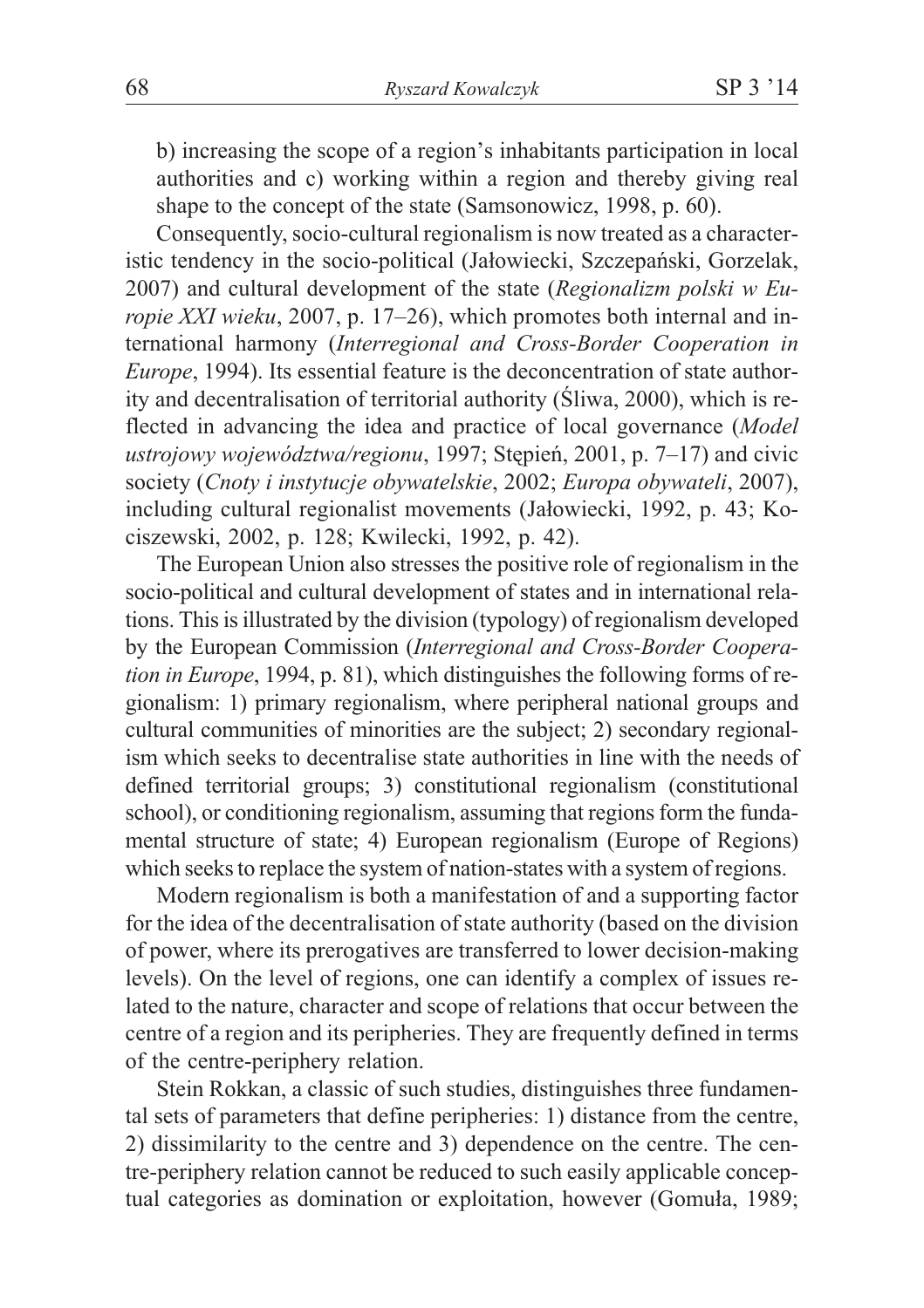b) increasing the scope of a region's inhabitants participation in local authorities and c) working within a region and thereby giving real shape to the concept of the state (Samsonowicz, 1998, p. 60).

Consequently, socio-cultural regionalism is now treated as a characteristic tendency in the socio-political (Jałowiecki, Szczepański, Gorzelak, 2007) and cultural development of the state (*Regionalizm polski w Europie XXI wieku*, 2007, p. 17–26), which promotes both internal and international harmony (*Interregional and Cross-Border Cooperation in Europe*, 1994). Its essential feature is the deconcentration of state authority and decentralisation of territorial authority (Śliwa, 2000), which is reflected in advancing the idea and practice of local governance (*Model ustrojowy województwa/regionu*, 1997; Stępień, 2001, p. 7–17) and civic society (*Cnoty i instytucje obywatelskie*, 2002; *Europa obywateli*, 2007), including cultural regionalist movements (Jałowiecki, 1992, p. 43; Kociszewski, 2002, p. 128; Kwilecki, 1992, p. 42).

The European Union also stresses the positive role of regionalism in the socio-political and cultural development of states and in international relations. This is illustrated by the division (typology) of regionalism developed by the European Commission (*Interregional and Cross-Border Cooperation in Europe*, 1994, p. 81), which distinguishes the following forms of regionalism: 1) primary regionalism, where peripheral national groups and cultural communities of minorities are the subject; 2) secondary regionalism which seeks to decentralise state authorities in line with the needs of defined territorial groups; 3) constitutional regionalism (constitutional school), or conditioning regionalism, assuming that regions form the fundamental structure of state; 4) European regionalism (Europe of Regions) which seeks to replace the system of nation-states with a system of regions.

Modern regionalism is both a manifestation of and a supporting factor for the idea of the decentralisation of state authority (based on the division of power, where its prerogatives are transferred to lower decision-making levels). On the level of regions, one can identify a complex of issues related to the nature, character and scope of relations that occur between the centre of a region and its peripheries. They are frequently defined in terms of the centre-periphery relation.

Stein Rokkan, a classic of such studies, distinguishes three fundamental sets of parameters that define peripheries: 1) distance from the centre, 2) dissimilarity to the centre and 3) dependence on the centre. The centre-periphery relation cannot be reduced to such easily applicable conceptual categories as domination or exploitation, however (Gomuła, 1989;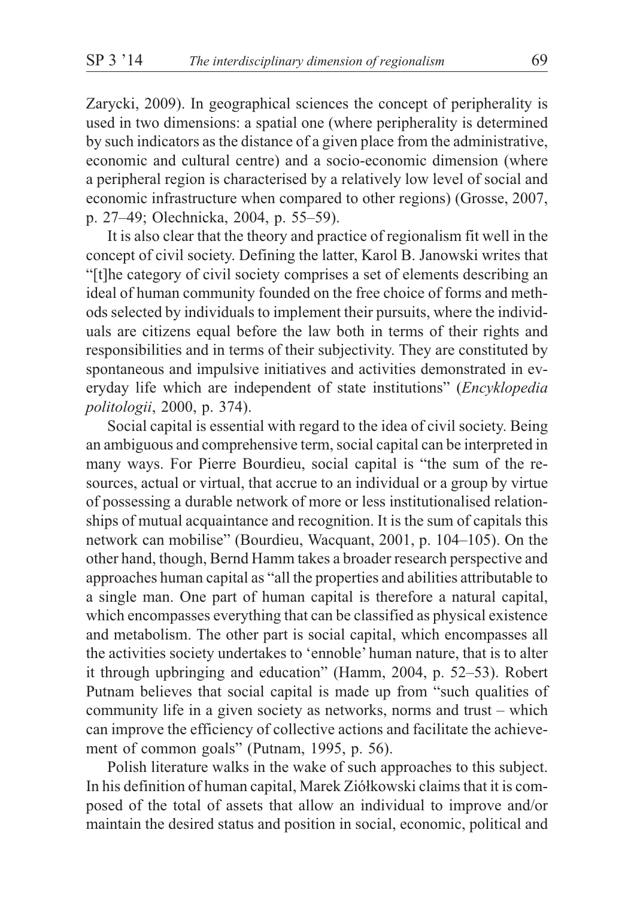Zarycki, 2009). In geographical sciences the concept of peripherality is used in two dimensions: a spatial one (where peripherality is determined by such indicators as the distance of a given place from the administrative, economic and cultural centre) and a socio-economic dimension (where a peripheral region is characterised by a relatively low level of social and economic infrastructure when compared to other regions) (Grosse, 2007, p. 27–49; Olechnicka, 2004, p. 55–59).

It is also clear that the theory and practice of regionalism fit well in the concept of civil society. Defining the latter, Karol B. Janowski writes that "[t]he category of civil society comprises a set of elements describing an ideal of human community founded on the free choice of forms and methods selected by individuals to implement their pursuits, where the individuals are citizens equal before the law both in terms of their rights and responsibilities and in terms of their subjectivity. They are constituted by spontaneous and impulsive initiatives and activities demonstrated in everyday life which are independent of state institutions" (*Encyklopedia politologii*, 2000, p. 374).

Social capital is essential with regard to the idea of civil society. Being an ambiguous and comprehensive term, social capital can be interpreted in many ways. For Pierre Bourdieu, social capital is "the sum of the resources, actual or virtual, that accrue to an individual or a group by virtue of possessing a durable network of more or less institutionalised relationships of mutual acquaintance and recognition. It is the sum of capitals this network can mobilise" (Bourdieu, Wacquant, 2001, p. 104–105). On the other hand, though, Bernd Hamm takes a broader research perspective and approaches human capital as "all the properties and abilities attributable to a single man. One part of human capital is therefore a natural capital, which encompasses everything that can be classified as physical existence and metabolism. The other part is social capital, which encompasses all the activities society undertakes to 'ennoble' human nature, that is to alter it through upbringing and education" (Hamm, 2004, p. 52–53). Robert Putnam believes that social capital is made up from "such qualities of community life in a given society as networks, norms and trust – which can improve the efficiency of collective actions and facilitate the achievement of common goals" (Putnam, 1995, p. 56).

Polish literature walks in the wake of such approaches to this subject. In his definition of human capital, Marek Ziółkowski claims that it is composed of the total of assets that allow an individual to improve and/or maintain the desired status and position in social, economic, political and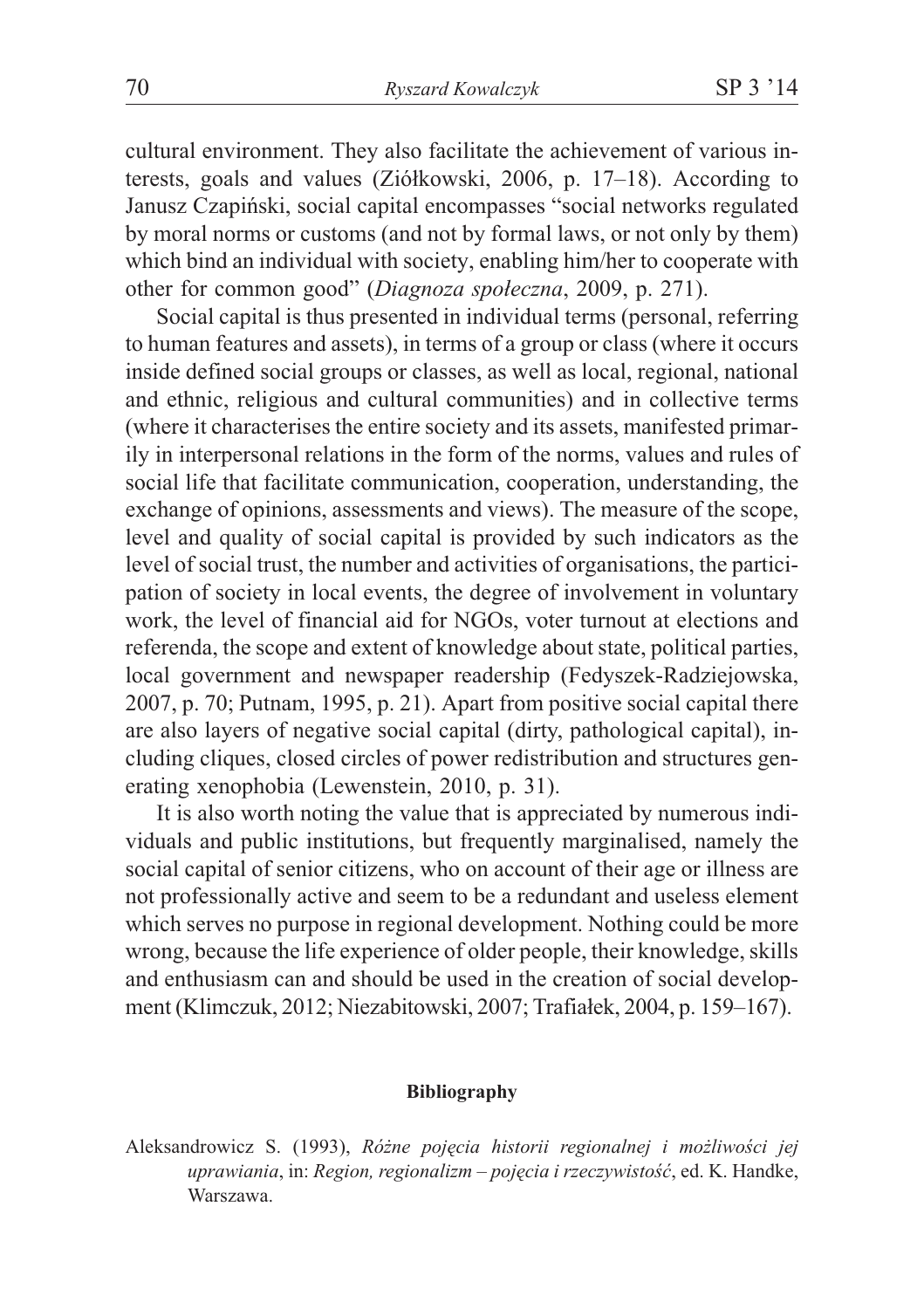cultural environment. They also facilitate the achievement of various interests, goals and values (Ziółkowski, 2006, p. 17–18). According to Janusz Czapiński, social capital encompasses "social networks regulated by moral norms or customs (and not by formal laws, or not only by them) which bind an individual with society, enabling him/her to cooperate with other for common good" (*Diagnoza społeczna*, 2009, p. 271).

Social capital is thus presented in individual terms (personal, referring to human features and assets), in terms of a group or class (where it occurs inside defined social groups or classes, as well as local, regional, national and ethnic, religious and cultural communities) and in collective terms (where it characterises the entire society and its assets, manifested primarily in interpersonal relations in the form of the norms, values and rules of social life that facilitate communication, cooperation, understanding, the exchange of opinions, assessments and views). The measure of the scope, level and quality of social capital is provided by such indicators as the level of social trust, the number and activities of organisations, the participation of society in local events, the degree of involvement in voluntary work, the level of financial aid for NGOs, voter turnout at elections and referenda, the scope and extent of knowledge about state, political parties, local government and newspaper readership (Fedyszek-Radziejowska, 2007, p. 70; Putnam, 1995, p. 21). Apart from positive social capital there are also layers of negative social capital (dirty, pathological capital), including cliques, closed circles of power redistribution and structures generating xenophobia (Lewenstein, 2010, p. 31).

It is also worth noting the value that is appreciated by numerous individuals and public institutions, but frequently marginalised, namely the social capital of senior citizens, who on account of their age or illness are not professionally active and seem to be a redundant and useless element which serves no purpose in regional development. Nothing could be more wrong, because the life experience of older people, their knowledge, skills and enthusiasm can and should be used in the creation of social development (Klimczuk, 2012; Niezabitowski, 2007; Trafiałek, 2004, p. 159–167).

## Bibliography

Aleksandrowicz S. (1993), *Różne pojęcia historii regionalnej i możliwości jej uprawiania*, in: *Region, regionalizm – pojęcia i rzeczywistość*, ed. K. Handke, Warszawa.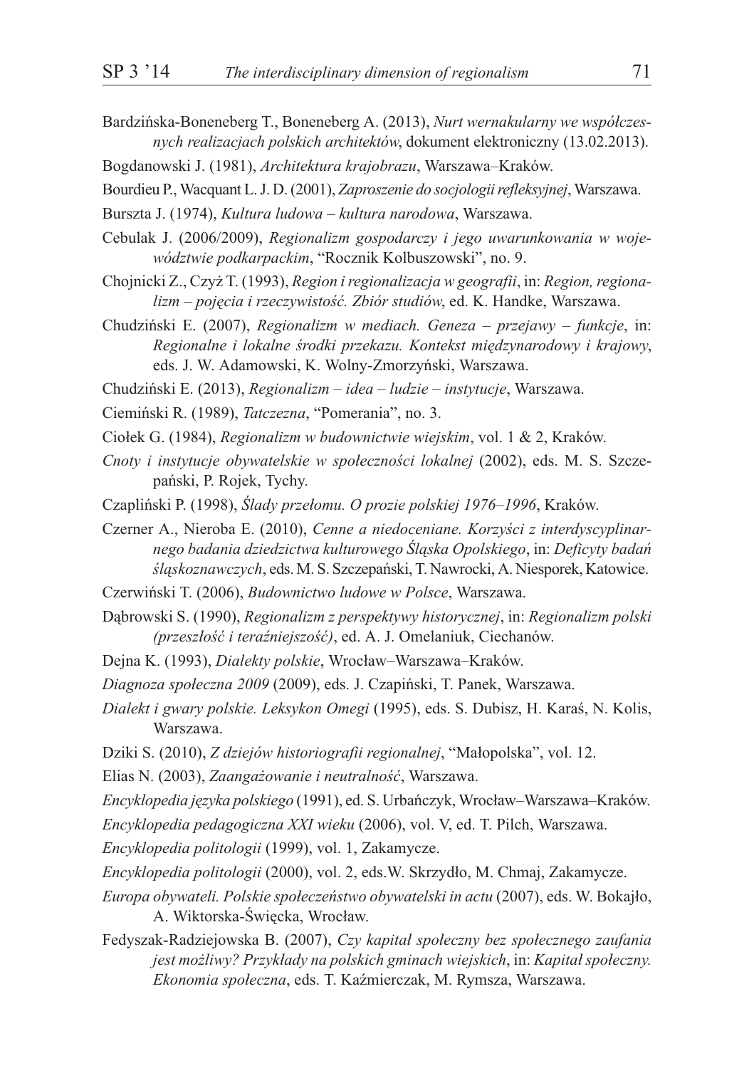Bardzińska-Boneneberg T., Boneneberg A. (2013), *Nurt wernakularny we współczesnych realizacjach polskich architektów*, dokument elektroniczny (13.02.2013).

Bogdanowski J. (1981), *Architektura krajobrazu*, Warszawa–Kraków.

Bourdieu P., Wacquant L. J. D. (2001), *Zaproszenie do socjologii refleksyjnej*, Warszawa.

Burszta J. (1974), *Kultura ludowa – kultura narodowa*, Warszawa.

Cebulak J. (2006/2009), *Regionalizm gospodarczy i jego uwarunkowania w województwie podkarpackim*, "Rocznik Kolbuszowski", no. 9.

Chojnicki Z., Czyż T. (1993), *Region i regionalizacja w geografii*, in: *Region, regionalizm – pojęcia i rzeczywistość. Zbiór studiów*, ed. K. Handke, Warszawa.

Chudziński E. (2007), *Regionalizm w mediach. Geneza – przejawy – funkcje*, in: *Regionalne i lokalne środki przekazu. Kontekst międzynarodowy i krajowy*, eds. J. W. Adamowski, K. Wolny-Zmorzyński, Warszawa.

Chudziński E. (2013), *Regionalizm – idea – ludzie – instytucje*, Warszawa.

Ciemiński R. (1989), *Tatczezna*, "Pomerania", no. 3.

Ciołek G. (1984), *Regionalizm w budownictwie wiejskim*, vol. 1 & 2, Kraków.

*Cnoty i instytucje obywatelskie w społeczności lokalnej* (2002), eds. M. S. Szczepański, P. Rojek, Tychy.

Czapliński P. (1998), *Ślady przełomu. O prozie polskiej 1976–1996*, Kraków.

Czerner A., Nieroba E. (2010), *Cenne a niedoceniane. Korzyści z interdyscyplinarnego badania dziedzictwa kulturowego Śląska Opolskiego*, in: *Deficyty badań śląskoznawczych*, eds. M. S. Szczepański, T. Nawrocki, A. Niesporek, Katowice.

Czerwiński T. (2006), *Budownictwo ludowe w Polsce*, Warszawa.

Dąbrowski S. (1990), *Regionalizm z perspektywy historycznej*, in: *Regionalizm polski (przeszłość i teraźniejszość)*, ed. A. J. Omelaniuk, Ciechanów.

Dejna K. (1993), *Dialekty polskie*, Wrocław–Warszawa–Kraków.

*Diagnoza społeczna 2009* (2009), eds. J. Czapiński, T. Panek, Warszawa.

*Dialekt i gwary polskie. Leksykon Omegi* (1995), eds. S. Dubisz, H. Karaś, N. Kolis, Warszawa.

Dziki S. (2010), *Z dziejów historiografii regionalnej*, "Małopolska", vol. 12.

Elias N. (2003), *Zaangażowanie i neutralność*, Warszawa.

*Encyklopedia języka polskiego* (1991), ed. S. Urbańczyk, Wrocław–Warszawa–Kraków.

*Encyklopedia pedagogiczna XXI wieku* (2006), vol. V, ed. T. Pilch, Warszawa.

*Encyklopedia politologii* (1999), vol. 1, Zakamycze.

*Encyklopedia politologii* (2000), vol. 2, eds.W. Skrzydło, M. Chmaj, Zakamycze.

*Europa obywateli. Polskie społeczeństwo obywatelski in actu* (2007), eds. W. Bokajło, A. Wiktorska-Święcka, Wrocław.

Fedyszak-Radziejowska B. (2007), *Czy kapitał społeczny bez społecznego zaufania jest możliwy? Przykłady na polskich gminach wiejskich*, in: *Kapitał społeczny. Ekonomia społeczna*, eds. T. Kaźmierczak, M. Rymsza, Warszawa.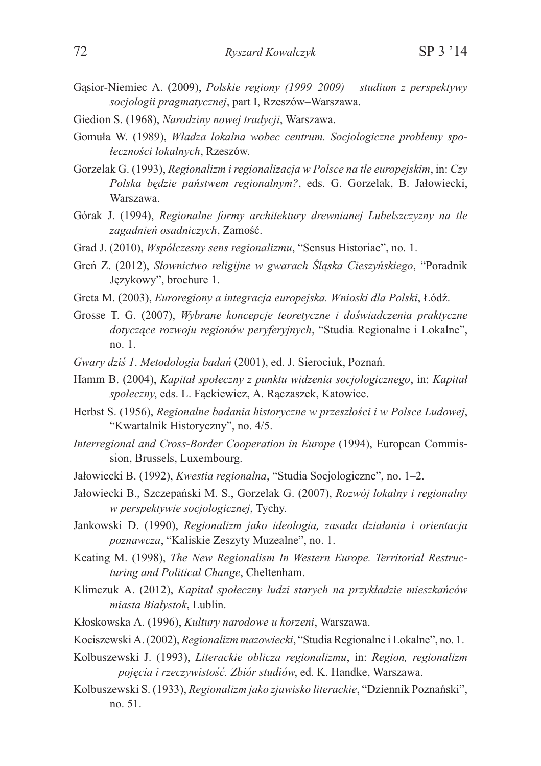Gąsior-Niemiec A. (2009), *Polskie regiony (1999–2009) – studium z perspektywy socjologii pragmatycznej*, part I, Rzeszów–Warszawa.

Giedion S. (1968), *Narodziny nowej tradycji*, Warszawa.

Gomuła W. (1989), *Władza lokalna wobec centrum. Socjologiczne problemy społeczności lokalnych*, Rzeszów.

Gorzelak G. (1993), *Regionalizm i regionalizacja w Polsce na tle europejskim*, in: *Czy Polska będzie państwem regionalnym?*, eds. G. Gorzelak, B. Jałowiecki, Warszawa.

Górak J. (1994), *Regionalne formy architektury drewnianej Lubelszczyzny na tle zagadnień osadniczych*, Zamość.

Grad J. (2010), *Współczesny sens regionalizmu*, "Sensus Historiae", no. 1.

Greń Z. (2012), *Słownictwo religijne w gwarach Śląska Cieszyńskiego*, "Poradnik Językowy", brochure 1.

Greta M. (2003), *Euroregiony a integracja europejska. Wnioski dla Polski*, Łódź.

Grosse T. G. (2007), *Wybrane koncepcje teoretyczne i doświadczenia praktyczne dotyczące rozwoju regionów peryferyjnych*, "Studia Regionalne i Lokalne", no. 1.

*Gwary dziś 1*. *Metodologia badań* (2001), ed. J. Sierociuk, Poznań.

Hamm B. (2004), *Kapitał społeczny z punktu widzenia socjologicznego*, in: *Kapitał społeczny*, eds. L. Fąckiewicz, A. Rączaszek, Katowice.

Herbst S. (1956), *Regionalne badania historyczne w przeszłości i w Polsce Ludowej*, "Kwartalnik Historyczny", no. 4/5.

*Interregional and Cross-Border Cooperation in Europe* (1994), European Commission, Brussels, Luxembourg.

Jałowiecki B. (1992), *Kwestia regionalna*, "Studia Socjologiczne", no. 1–2.

Jałowiecki B., Szczepański M. S., Gorzelak G. (2007), *Rozwój lokalny i regionalny w perspektywie socjologicznej*, Tychy.

Jankowski D. (1990), *Regionalizm jako ideologia, zasada działania i orientacja poznawcza*, "Kaliskie Zeszyty Muzealne", no. 1.

Keating M. (1998), *The New Regionalism In Western Europe. Territorial Restructuring and Political Change*, Cheltenham.

Klimczuk A. (2012), *Kapitał społeczny ludzi starych na przykładzie mieszkańców miasta Białystok*, Lublin.

Kłoskowska A. (1996), *Kultury narodowe u korzeni*, Warszawa.

Kociszewski A. (2002), *Regionalizm mazowiecki*, "Studia Regionalne i Lokalne", no. 1.

Kolbuszewski J. (1993), *Literackie oblicza regionalizmu*, in: *Region, regionalizm – pojęcia i rzeczywistość. Zbiór studiów*, ed. K. Handke, Warszawa.

Kolbuszewski S. (1933), *Regionalizm jako zjawisko literackie*, "Dziennik Poznański", no. 51.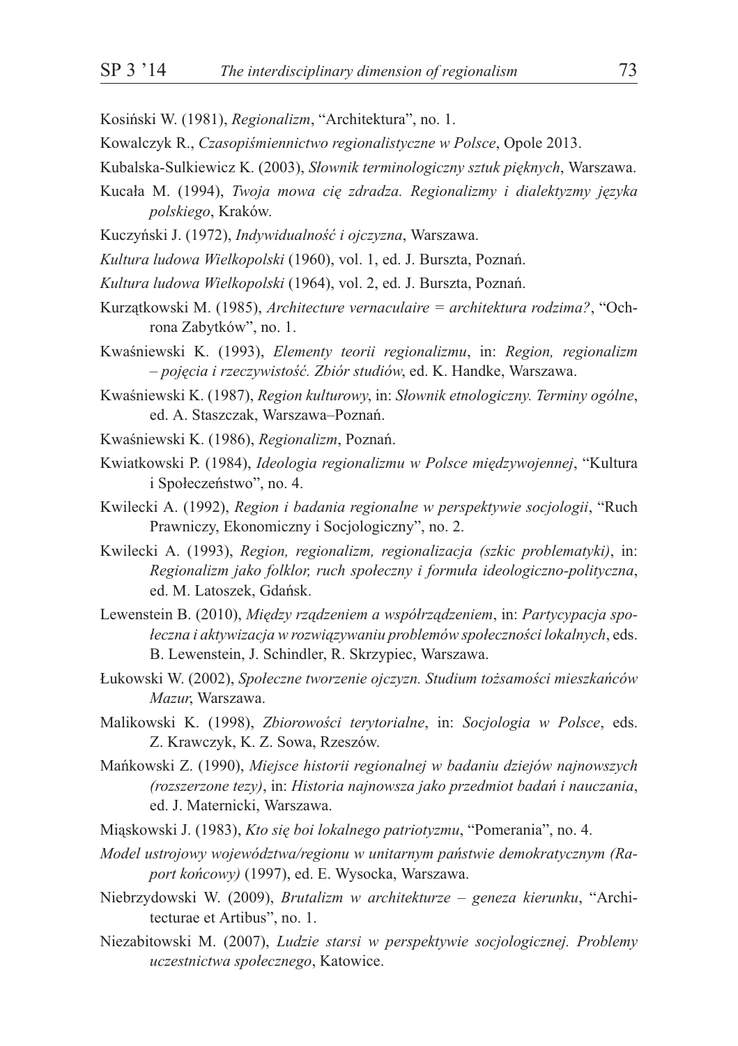Kosiński W. (1981), *Regionalizm*, "Architektura", no. 1.

Kowalczyk R., *Czasopiśmiennictwo regionalistyczne w Polsce*, Opole 2013.

Kubalska-Sulkiewicz K. (2003), *Słownik terminologiczny sztuk pięknych*, Warszawa.

Kucała M. (1994), *Twoja mowa cię zdradza. Regionalizmy i dialektyzmy języka polskiego*, Kraków.

Kuczyński J. (1972), *Indywidualność i ojczyzna*, Warszawa.

*Kultura ludowa Wielkopolski* (1960), vol. 1, ed. J. Burszta, Poznań.

*Kultura ludowa Wielkopolski* (1964), vol. 2, ed. J. Burszta, Poznań.

Kurzątkowski M. (1985), *Architecture vernaculaire = architektura rodzima?*, "Ochrona Zabytków", no. 1.

Kwaśniewski K. (1993), *Elementy teorii regionalizmu*, in: *Region, regionalizm – pojęcia i rzeczywistość. Zbiór studiów*, ed. K. Handke, Warszawa.

Kwaśniewski K. (1987), *Region kulturowy*, in: *Słownik etnologiczny. Terminy ogólne*, ed. A. Staszczak, Warszawa–Poznań.

Kwaśniewski K. (1986), *Regionalizm*, Poznań.

Kwiatkowski P. (1984), *Ideologia regionalizmu w Polsce międzywojennej*, "Kultura i Społeczeństwo", no. 4.

Kwilecki A. (1992), *Region i badania regionalne w perspektywie socjologii*, "Ruch Prawniczy, Ekonomiczny i Socjologiczny", no. 2.

Kwilecki A. (1993), *Region, regionalizm, regionalizacja (szkic problematyki)*, in: *Regionalizm jako folklor, ruch społeczny i formuła ideologiczno-polityczna*, ed. M. Latoszek, Gdańsk.

Lewenstein B. (2010), *Między rządzeniem a współrządzeniem*, in: *Partycypacja społeczna i aktywizacja w rozwiązywaniu problemów społeczności lokalnych*, eds. B. Lewenstein, J. Schindler, R. Skrzypiec, Warszawa.

Łukowski W. (2002), *Społeczne tworzenie ojczyzn. Studium tożsamości mieszkańców Mazur*, Warszawa.

Malikowski K. (1998), *Zbiorowości terytorialne*, in: *Socjologia w Polsce*, eds. Z. Krawczyk, K. Z. Sowa, Rzeszów.

Mańkowski Z. (1990), *Miejsce historii regionalnej w badaniu dziejów najnowszych (rozszerzone tezy)*, in: *Historia najnowsza jako przedmiot badań i nauczania*, ed. J. Maternicki, Warszawa.

Miąskowski J. (1983), *Kto się boi lokalnego patriotyzmu*, "Pomerania", no. 4.

*Model ustrojowy województwa/regionu w unitarnym państwie demokratycznym (Raport końcowy)* (1997), ed. E. Wysocka, Warszawa.

Niebrzydowski W. (2009), *Brutalizm w architekturze – geneza kierunku*, "Architecturae et Artibus", no. 1.

Niezabitowski M. (2007), *Ludzie starsi w perspektywie socjologicznej. Problemy uczestnictwa społecznego*, Katowice.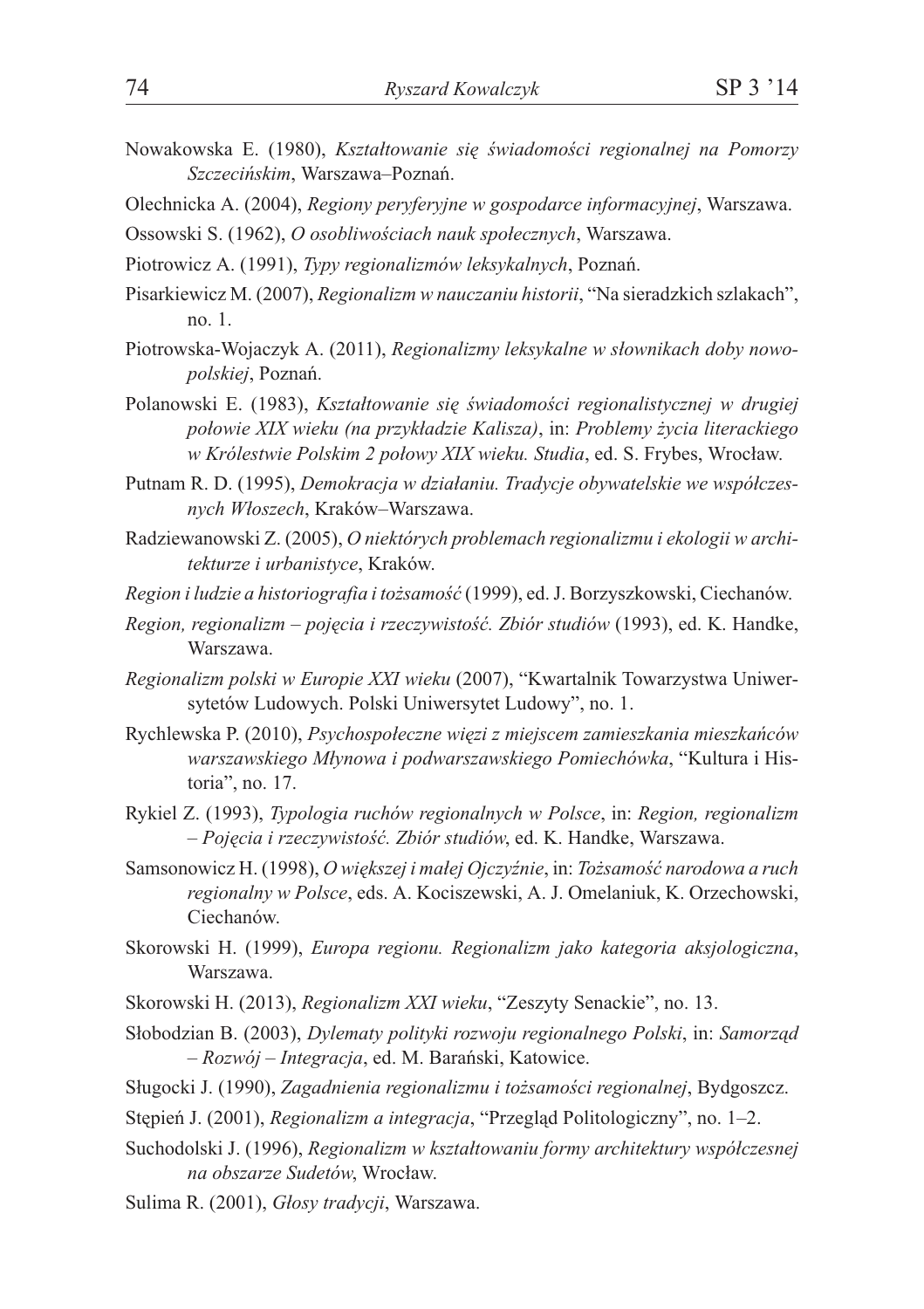Nowakowska E. (1980), *Kształtowanie się świadomości regionalnej na Pomorzy Szczecińskim*, Warszawa–Poznań.

Olechnicka A. (2004), *Regiony peryferyjne w gospodarce informacyjnej*, Warszawa.

Ossowski S. (1962), *O osobliwościach nauk społecznych*, Warszawa.

Piotrowicz A. (1991), *Typy regionalizmów leksykalnych*, Poznań.

Pisarkiewicz M. (2007), *Regionalizm w nauczaniu historii*, "Na sieradzkich szlakach", no. 1.

Piotrowska-Wojaczyk A. (2011), *Regionalizmy leksykalne w słownikach doby nowopolskiej*, Poznań.

Polanowski E. (1983), *Kształtowanie się świadomości regionalistycznej w drugiej połowie XIX wieku (na przykładzie Kalisza)*, in: *Problemy życia literackiego w Królestwie Polskim 2 połowy XIX wieku. Studia*, ed. S. Frybes, Wrocław.

Putnam R. D. (1995), *Demokracja w działaniu. Tradycje obywatelskie we współczesnych Włoszech*, Kraków–Warszawa.

Radziewanowski Z. (2005), *O niektórych problemach regionalizmu i ekologii w architekturze i urbanistyce*, Kraków.

*Region i ludzie a historiografia i tożsamość* (1999), ed. J. Borzyszkowski, Ciechanów.

*Region, regionalizm – pojęcia i rzeczywistość. Zbiór studiów* (1993), ed. K. Handke, Warszawa.

*Regionalizm polski w Europie XXI wieku* (2007), "Kwartalnik Towarzystwa Uniwersytetów Ludowych. Polski Uniwersytet Ludowy", no. 1.

Rychlewska P. (2010), *Psychospołeczne więzi z miejscem zamieszkania mieszkańców warszawskiego Młynowa i podwarszawskiego Pomiechówka*, "Kultura i Historia", no. 17.

Rykiel Z. (1993), *Typologia ruchów regionalnych w Polsce*, in: *Region, regionalizm – Pojęcia i rzeczywistość. Zbiór studiów*, ed. K. Handke, Warszawa.

Samsonowicz H. (1998), *O większej i małej Ojczyźnie*, in: *Tożsamość narodowa a ruch regionalny w Polsce*, eds. A. Kociszewski, A. J. Omelaniuk, K. Orzechowski, Ciechanów.

Skorowski H. (1999), *Europa regionu. Regionalizm jako kategoria aksjologiczna*, Warszawa.

Skorowski H. (2013), *Regionalizm XXI wieku*, "Zeszyty Senackie", no. 13.

Słobodzian B. (2003), *Dylematy polityki rozwoju regionalnego Polski*, in: *Samorząd – Rozwój – Integracja*, ed. M. Barański, Katowice.

Sługocki J. (1990), *Zagadnienia regionalizmu i tożsamości regionalnej*, Bydgoszcz.

Stępień J. (2001), *Regionalizm a integracja*, "Przegląd Politologiczny", no. 1–2.

Suchodolski J. (1996), *Regionalizm w kształtowaniu formy architektury współczesnej na obszarze Sudetów*, Wrocław.

Sulima R. (2001), *Głosy tradycji*, Warszawa.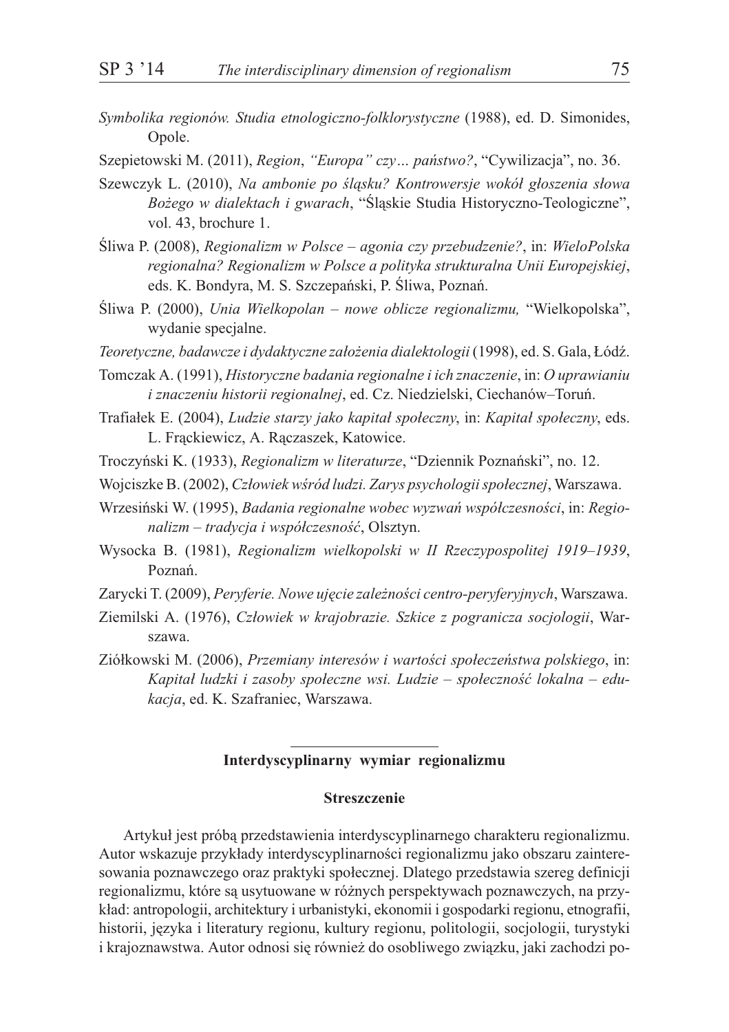*Symbolika regionów. Studia etnologiczno-folklorystyczne* (1988), ed. D. Simonides, Opole.

Szepietowski M. (2011), *Region, "Europa" czy… państwo?*, "Cywilizacja", no. 36.

Szewczyk L. (2010), *Na ambonie po śląsku? Kontrowersje wokół głoszenia słowa Bożego w dialektach i gwarach*, "Śląskie Studia Historyczno-Teologiczne", vol. 43, brochure 1.

Śliwa P. (2008), *Regionalizm w Polsce – agonia czy przebudzenie?*, in: *WieloPolska regionalna? Regionalizm w Polsce a polityka strukturalna Unii Europejskiej*, eds. K. Bondyra, M. S. Szczepański, P. Śliwa, Poznań.

Śliwa P. (2000), *Unia Wielkopolan – nowe oblicze regionalizmu,* "Wielkopolska", wydanie specjalne.

*Teoretyczne, badawcze i dydaktyczne założenia dialektologii* (1998), ed. S. Gala, Łódź.

Tomczak A. (1991), *Historyczne badania regionalne i ich znaczenie*, in: *O uprawianiu i znaczeniu historii regionalnej*, ed. Cz. Niedzielski, Ciechanów–Toruń.

Trafiałek E. (2004), *Ludzie starzy jako kapitał społeczny*, in: *Kapitał społeczny*, eds. L. Frąckiewicz, A. Rączaszek, Katowice.

Troczyński K. (1933), *Regionalizm w literaturze*, "Dziennik Poznański", no. 12.

Wojciszke B. (2002), *Człowiek wśród ludzi. Zarys psychologii społecznej*, Warszawa.

Wrzesiński W. (1995), *Badania regionalne wobec wyzwań współczesności*, in: *Regionalizm – tradycja i współczesność*, Olsztyn.

Wysocka B. (1981), *Regionalizm wielkopolski w II Rzeczypospolitej 1919–1939*, Poznań.

Zarycki T. (2009), *Peryferie. Nowe ujęcie zależności centro-peryferyjnych*, Warszawa.

Ziemilski A. (1976), *Człowiek w krajobrazie. Szkice z pogranicza socjologii*, Warszawa.

Ziółkowski M. (2006), *Przemiany interesów i wartości społeczeństwa polskiego*, in: *Kapitał ludzki i zasoby społeczne wsi. Ludzie – społeczność lokalna – edukacja*, ed. K. Szafraniec, Warszawa.

---

## Interdyscyplinarny wymiar regionalizmu

### Streszczenie

Artykuł jest próbą przedstawienia interdyscyplinarnego charakteru regionalizmu. Autor wskazuje przykłady interdyscyplinarności regionalizmu jako obszaru zainteresowania poznawczego oraz praktyki społecznej. Dlatego przedstawia szereg definicji regionalizmu, które są usytuowane w różnych perspektywach poznawczych, na przykład: antropologii, architektury i urbanistyki, ekonomii i gospodarki regionu, etnografii, historii, języka i literatury regionu, kultury regionu, politologii, socjologii, turystyki i krajoznawstwa. Autor odnosi się również do osobliwego związku, jaki zachodzi po-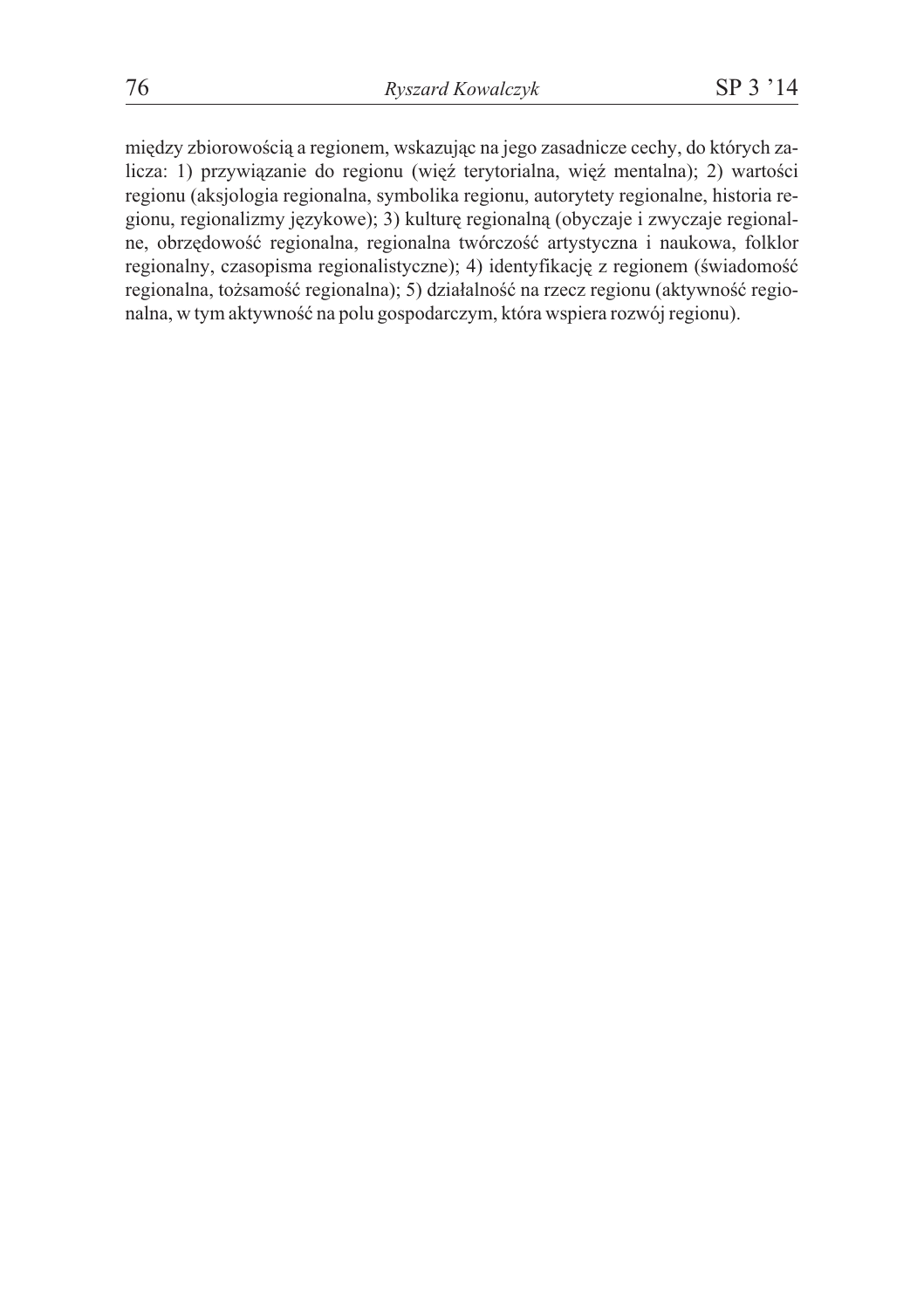między zbiorowością a regionem, wskazując na jego zasadnicze cechy, do których zalicza: 1) przywiązanie do regionu (więź terytorialna, więź mentalna); 2) wartości regionu (aksjologia regionalna, symbolika regionu, autorytety regionalne, historia regionu, regionalizmy językowe); 3) kulturę regionalną (obyczaje i zwyczaje regionalne, obrzędowość regionalna, regionalna twórczość artystyczna i naukowa, folklor regionalny, czasopisma regionalistyczne); 4) identyfikację z regionem (świadomość regionalna, tożsamość regionalna); 5) działalność na rzecz regionu (aktywność regionalna, w tym aktywność na polu gospodarczym, która wspiera rozwój regionu).